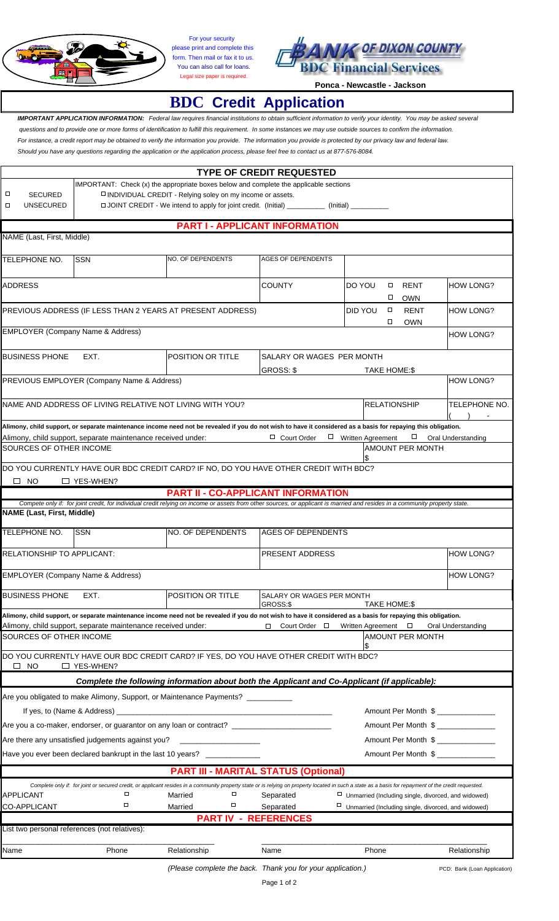For your security please print and complete this form. Then mail or fax it to us. You can also call for loans. Legal size paper is required.

BANK OF DIXON COUNTY
BDC Financial Services
Ponca - Newcastle - Jackson

# BDC Credit Application

***IMPORTANT APPLICATION INFORMATION:*** *Federal law requires financial institutions to obtain sufficient information to verify your identity. You may be asked several questions and to provide one or more forms of identification to fulfill this requirement. In some instances we may use outside sources to confirm the information. For instance, a credit report may be obtained to verify the information you provide. The information you provide is protected by our privacy law and federal law. Should you have any questions regarding the application or the application process, please feel free to contact us at 877-576-8084.*

## TYPE OF CREDIT REQUESTED

IMPORTANT: Check (x) the appropriate boxes below and complete the applicable sections

- ☐ SECURED
- ☐ UNSECURED

- ☐ INDIVIDUAL CREDIT - Relying soley on my income or assets.
- ☐ JOINT CREDIT - We intend to apply for joint credit. (Initial) __________ (Initial) __________

## PART I - APPLICANT INFORMATION

NAME (Last, First, Middle)

| TELEPHONE NO. | SSN | NO. OF DEPENDENTS | AGES OF DEPENDENTS | |
|---|---|---|---|---|

| ADDRESS | COUNTY | DO YOU ☐ RENT ☐ OWN | HOW LONG? |
|---|---|---|---|
| PREVIOUS ADDRESS (IF LESS THAN 2 YEARS AT PRESENT ADDRESS) | | DID YOU ☐ RENT ☐ OWN | HOW LONG? |
| EMPLOYER (Company Name & Address) | | | HOW LONG? |

| BUSINESS PHONE | EXT. | POSITION OR TITLE | SALARY OR WAGES PER MONTH GROSS: $ TAKE HOME:$ |
|---|---|---|---|

| PREVIOUS EMPLOYER (Company Name & Address) | | HOW LONG? |
|---|---|---|
| NAME AND ADDRESS OF LIVING RELATIVE NOT LIVING WITH YOU? | RELATIONSHIP | TELEPHONE NO. ( ) - |

**Alimony, child support, or separate maintenance income need not be revealed if you do not wish to have it considered as a basis for repaying this obligation.**

Alimony, child support, separate maintenance received under: ☐ Court Order ☐ Written Agreement ☐ Oral Understanding

| SOURCES OF OTHER INCOME | AMOUNT PER MONTH $ |
|---|---|

DO YOU CURRENTLY HAVE OUR BDC CREDIT CARD? IF NO, DO YOU HAVE OTHER CREDIT WITH BDC?

☐ NO ☐ YES-WHEN?

## PART II - CO-APPLICANT INFORMATION

*Compete only if: for joint credit, for individual credit relying on income or assets from other sources, or applicant is married and resides in a community property state.*

**NAME (Last, First, Middle)**

| TELEPHONE NO. | SSN | NO. OF DEPENDENTS | AGES OF DEPENDENTS |
|---|---|---|---|

| RELATIONSHIP TO APPLICANT: | PRESENT ADDRESS | HOW LONG? |
|---|---|---|
| EMPLOYER (Company Name & Address) | | HOW LONG? |

| BUSINESS PHONE | EXT. | POSITION OR TITLE | SALARY OR WAGES PER MONTH GROSS:$ TAKE HOME:$ |
|---|---|---|---|

**Alimony, child support, or separate maintenance income need not be revealed if you do not wish to have it considered as a basis for repaying this obligation.**

Alimony, child support, separate maintenance received under: ☐ Court Order ☐ Written Agreement ☐ Oral Understanding

| SOURCES OF OTHER INCOME | AMOUNT PER MONTH $ |
|---|---|

DO YOU CURRENTLY HAVE OUR BDC CREDIT CARD? IF YES, DO YOU HAVE OTHER CREDIT WITH BDC?

☐ NO ☐ YES-WHEN?

### *Complete the following information about both the Applicant and Co-Applicant (if applicable):*

Are you obligated to make Alimony, Support, or Maintenance Payments? __________

If yes, to (Name & Address) ______________________________ Amount Per Month $ __________

Are you a co-maker, endorser, or guarantor on any loan or contract? ______________________ Amount Per Month $ __________

Are there any unsatisfied judgements against you? __________________ Amount Per Month $ __________

Have you ever been declared bankrupt in the last 10 years? ____________ Amount Per Month $ __________

## PART III - MARITAL STATUS (Optional)

*Complete only if: for joint or secured credit, or applicant resides in a community property state or is relying on property located in such a state as a basis for repayment of the credit requested.*

| | | | |
|---|---|---|---|
| APPLICANT | ☐ Married | ☐ Separated | ☐ Unmarried (Including single, divorced, and widowed) |
| CO-APPLICANT | ☐ Married | ☐ Separated | ☐ Unmarried (Including single, divorced, and widowed) |

## PART IV - REFERENCES

List two personal references (not relatives):

| Name | Phone | Relationship | Name | Phone | Relationship |
|---|---|---|---|---|---|

*(Please complete the back. Thank you for your application.)*

PCD: Bank (Loan Application)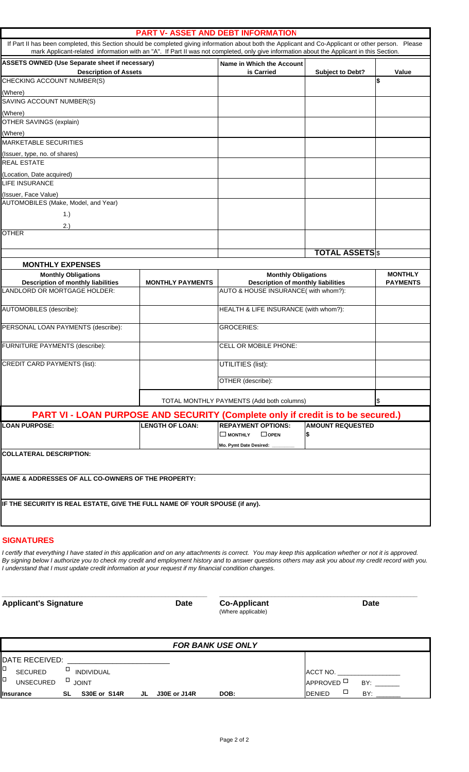## PART V- ASSET AND DEBT INFORMATION

If Part II has been completed, this Section should be completed giving information about both the Applicant and Co-Applicant or other person. Please mark Applicant-related information with an "A". If Part II was not completed, only give information about the Applicant in this Section.

| ASSETS OWNED (Use Separate sheet if necessary) Description of Assets | Name in Which the Account is Carried | Subject to Debt? | Value |
|---|---|---|---|
| CHECKING ACCOUNT NUMBER(S) | | | $ |
| (Where) | | | |
| SAVING ACCOUNT NUMBER(S) | | | |
| (Where) | | | |
| OTHER SAVINGS (explain) | | | |
| (Where) | | | |
| MARKETABLE SECURITIES | | | |
| (Issuer, type, no. of shares) | | | |
| REAL ESTATE | | | |
| (Location, Date acquired) | | | |
| LIFE INSURANCE | | | |
| (Issuer, Face Value) | | | |
| AUTOMOBILES (Make, Model, and Year) | | | |
| 1.) | | | |
| 2.) | | | |
| OTHER | | | |
| | | **TOTAL ASSETS** | $ |

### MONTHLY EXPENSES

| Monthly Obligations Description of monthly liabilities | MONTHLY PAYMENTS | Monthly Obligations Description of monthly liabilities | MONTHLY PAYMENTS |
|---|---|---|---|
| LANDLORD OR MORTGAGE HOLDER: | | AUTO & HOUSE INSURANCE( with whom?): | |
| AUTOMOBILES (describe): | | HEALTH & LIFE INSURANCE (with whom?): | |
| PERSONAL LOAN PAYMENTS (describe): | | GROCERIES: | |
| FURNITURE PAYMENTS (describe): | | CELL OR MOBILE PHONE: | |
| CREDIT CARD PAYMENTS (list): | | UTILITIES (list): | |
| | | OTHER (describe): | |
| | TOTAL MONTHLY PAYMENTS (Add both columns) | | $ |

## PART VI - LOAN PURPOSE AND SECURITY (Complete only if credit is to be secured.)

| LOAN PURPOSE: | LENGTH OF LOAN: | REPAYMENT OPTIONS: | AMOUNT REQUESTED |
|---|---|---|---|
| | | ☐ MONTHLY ☐ OPEN<br>Mo. Pymt Date Desired: ________ | $ |

**COLLATERAL DESCRIPTION:**

**NAME & ADDRESSES OF ALL CO-OWNERS OF THE PROPERTY:**

**IF THE SECURITY IS REAL ESTATE, GIVE THE FULL NAME OF YOUR SPOUSE (if any).**

## SIGNATURES

*I certify that everything I have stated in this application and on any attachments is correct. You may keep this application whether or not it is approved. By signing below I authorize you to check my credit and employment history and to answer questions others may ask you about my credit record with you. I understand that I must update credit information at your request if my financial condition changes.*

_______________________________________________ _______________________________________________

**Applicant's Signature** **Date** **Co-Applicant** (Where applicable) **Date**

### FOR BANK USE ONLY

DATE RECEIVED: ________________________

☐ SECURED ☐ INDIVIDUAL

☐ UNSECURED ☐ JOINT

**Insurance** **SL** **S30E or S14R** **JL** **J30E or J14R** **DOB:**

ACCT NO. _________________

APPROVED ☐ BY: _______

DENIED ☐ BY: _______